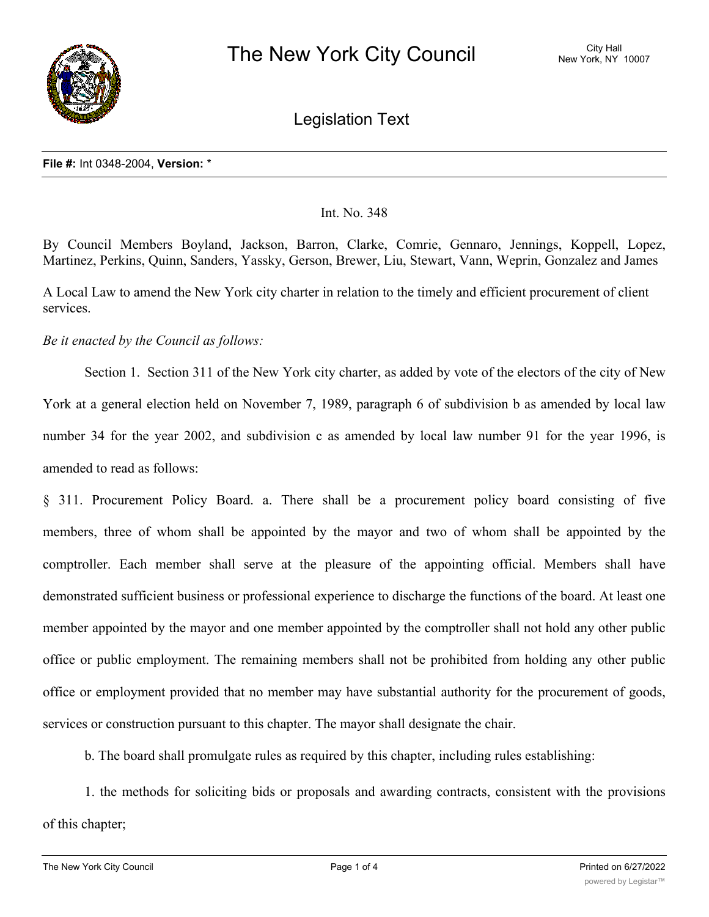# The New York City Council

City Hall
New York, NY 10007

## Legislation Text

**File #:** Int 0348-2004, **Version:** *

Int. No. 348

By Council Members Boyland, Jackson, Barron, Clarke, Comrie, Gennaro, Jennings, Koppell, Lopez, Martinez, Perkins, Quinn, Sanders, Yassky, Gerson, Brewer, Liu, Stewart, Vann, Weprin, Gonzalez and James

A Local Law to amend the New York city charter in relation to the timely and efficient procurement of client services.

*Be it enacted by the Council as follows:*

Section 1. Section 311 of the New York city charter, as added by vote of the electors of the city of New York at a general election held on November 7, 1989, paragraph 6 of subdivision b as amended by local law number 34 for the year 2002, and subdivision c as amended by local law number 91 for the year 1996, is amended to read as follows:

§ 311. Procurement Policy Board. a. There shall be a procurement policy board consisting of five members, three of whom shall be appointed by the mayor and two of whom shall be appointed by the comptroller. Each member shall serve at the pleasure of the appointing official. Members shall have demonstrated sufficient business or professional experience to discharge the functions of the board. At least one member appointed by the mayor and one member appointed by the comptroller shall not hold any other public office or public employment. The remaining members shall not be prohibited from holding any other public office or employment provided that no member may have substantial authority for the procurement of goods, services or construction pursuant to this chapter. The mayor shall designate the chair.

b. The board shall promulgate rules as required by this chapter, including rules establishing:

1. the methods for soliciting bids or proposals and awarding contracts, consistent with the provisions of this chapter;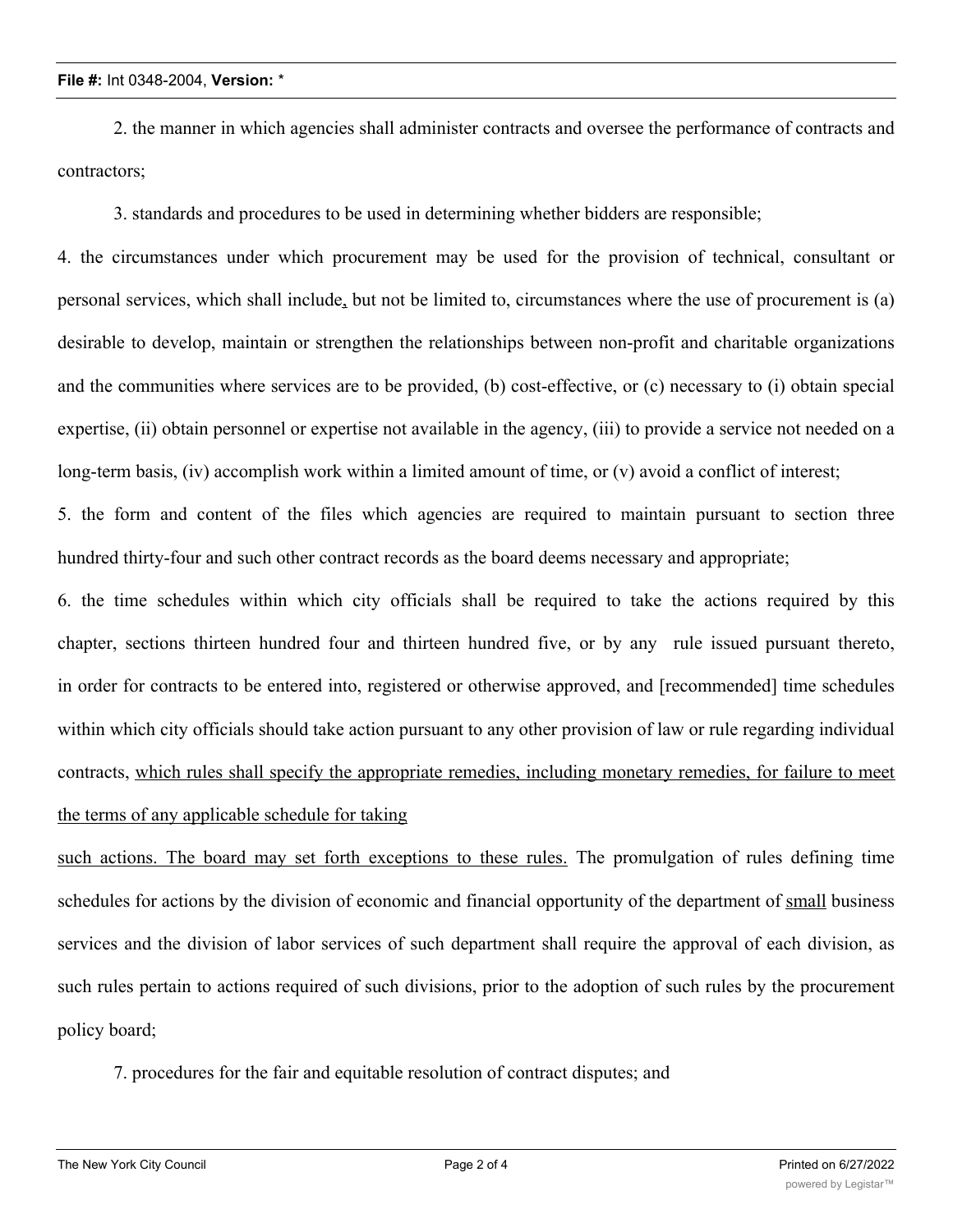2. the manner in which agencies shall administer contracts and oversee the performance of contracts and contractors;

3. standards and procedures to be used in determining whether bidders are responsible;

4. the circumstances under which procurement may be used for the provision of technical, consultant or personal services, which shall include, but not be limited to, circumstances where the use of procurement is (a) desirable to develop, maintain or strengthen the relationships between non-profit and charitable organizations and the communities where services are to be provided, (b) cost-effective, or (c) necessary to (i) obtain special expertise, (ii) obtain personnel or expertise not available in the agency, (iii) to provide a service not needed on a long-term basis, (iv) accomplish work within a limited amount of time, or (v) avoid a conflict of interest;

5. the form and content of the files which agencies are required to maintain pursuant to section three hundred thirty-four and such other contract records as the board deems necessary and appropriate;

6. the time schedules within which city officials shall be required to take the actions required by this chapter, sections thirteen hundred four and thirteen hundred five, or by any rule issued pursuant thereto, in order for contracts to be entered into, registered or otherwise approved, and [recommended] time schedules within which city officials should take action pursuant to any other provision of law or rule regarding individual contracts, <u>which rules shall specify the appropriate remedies, including monetary remedies, for failure to meet the terms of any applicable schedule for taking such actions. The board may set forth exceptions to these rules.</u> The promulgation of rules defining time schedules for actions by the division of economic and financial opportunity of the department of <u>small</u> business services and the division of labor services of such department shall require the approval of each division, as such rules pertain to actions required of such divisions, prior to the adoption of such rules by the procurement policy board;

7. procedures for the fair and equitable resolution of contract disputes; and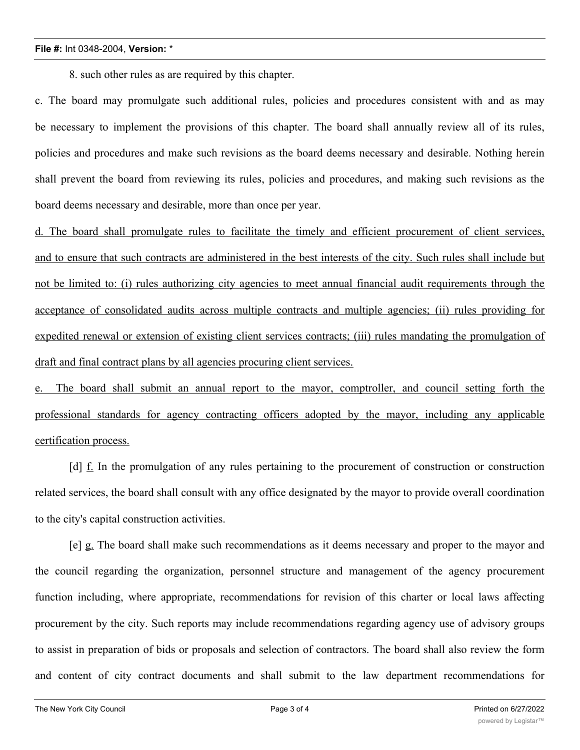8. such other rules as are required by this chapter.

c. The board may promulgate such additional rules, policies and procedures consistent with and as may be necessary to implement the provisions of this chapter. The board shall annually review all of its rules, policies and procedures and make such revisions as the board deems necessary and desirable. Nothing herein shall prevent the board from reviewing its rules, policies and procedures, and making such revisions as the board deems necessary and desirable, more than once per year.

<u>d. The board shall promulgate rules to facilitate the timely and efficient procurement of client services, and to ensure that such contracts are administered in the best interests of the city. Such rules shall include but not be limited to: (i) rules authorizing city agencies to meet annual financial audit requirements through the acceptance of consolidated audits across multiple contracts and multiple agencies; (ii) rules providing for expedited renewal or extension of existing client services contracts; (iii) rules mandating the promulgation of draft and final contract plans by all agencies procuring client services.</u>

<u>e. The board shall submit an annual report to the mayor, comptroller, and council setting forth the professional standards for agency contracting officers adopted by the mayor, including any applicable certification process.</u>

[d] <u>f.</u> In the promulgation of any rules pertaining to the procurement of construction or construction related services, the board shall consult with any office designated by the mayor to provide overall coordination to the city's capital construction activities.

[e] <u>g.</u> The board shall make such recommendations as it deems necessary and proper to the mayor and the council regarding the organization, personnel structure and management of the agency procurement function including, where appropriate, recommendations for revision of this charter or local laws affecting procurement by the city. Such reports may include recommendations regarding agency use of advisory groups to assist in preparation of bids or proposals and selection of contractors. The board shall also review the form and content of city contract documents and shall submit to the law department recommendations for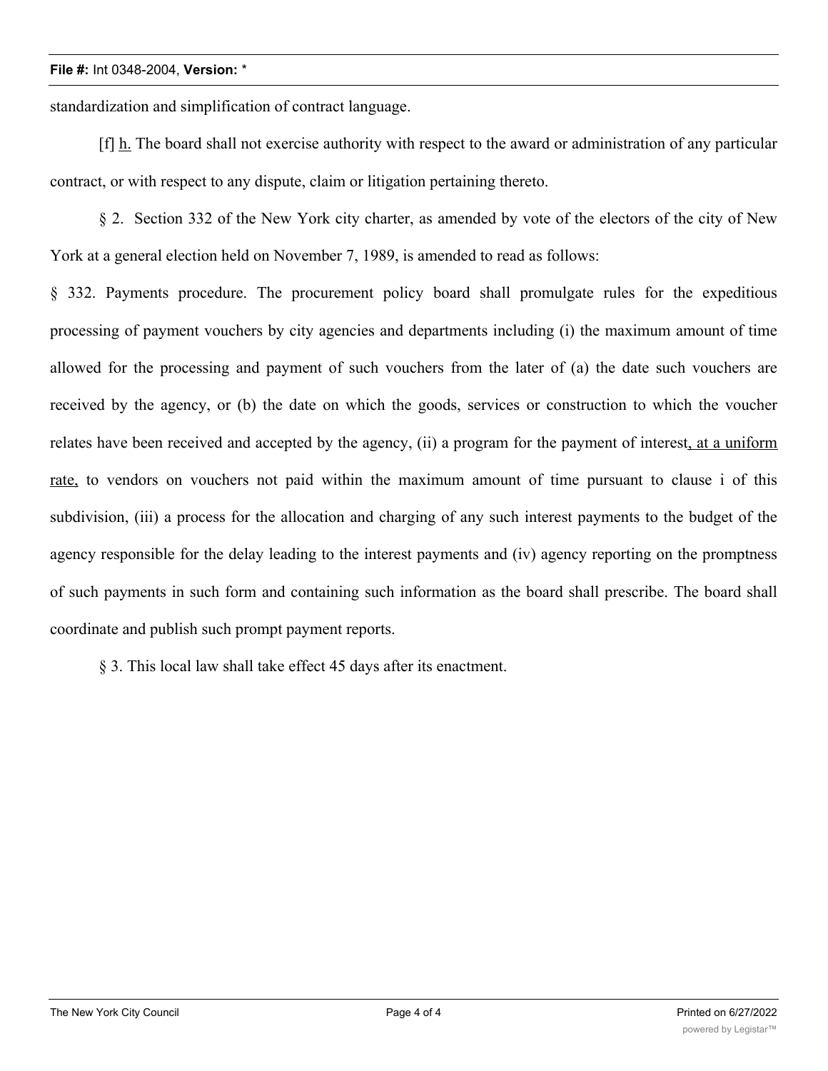standardization and simplification of contract language.

[f] h. The board shall not exercise authority with respect to the award or administration of any particular contract, or with respect to any dispute, claim or litigation pertaining thereto.

§ 2. Section 332 of the New York city charter, as amended by vote of the electors of the city of New York at a general election held on November 7, 1989, is amended to read as follows:

§ 332. Payments procedure. The procurement policy board shall promulgate rules for the expeditious processing of payment vouchers by city agencies and departments including (i) the maximum amount of time allowed for the processing and payment of such vouchers from the later of (a) the date such vouchers are received by the agency, or (b) the date on which the goods, services or construction to which the voucher relates have been received and accepted by the agency, (ii) a program for the payment of interest, at a uniform rate, to vendors on vouchers not paid within the maximum amount of time pursuant to clause i of this subdivision, (iii) a process for the allocation and charging of any such interest payments to the budget of the agency responsible for the delay leading to the interest payments and (iv) agency reporting on the promptness of such payments in such form and containing such information as the board shall prescribe. The board shall coordinate and publish such prompt payment reports.

§ 3. This local law shall take effect 45 days after its enactment.